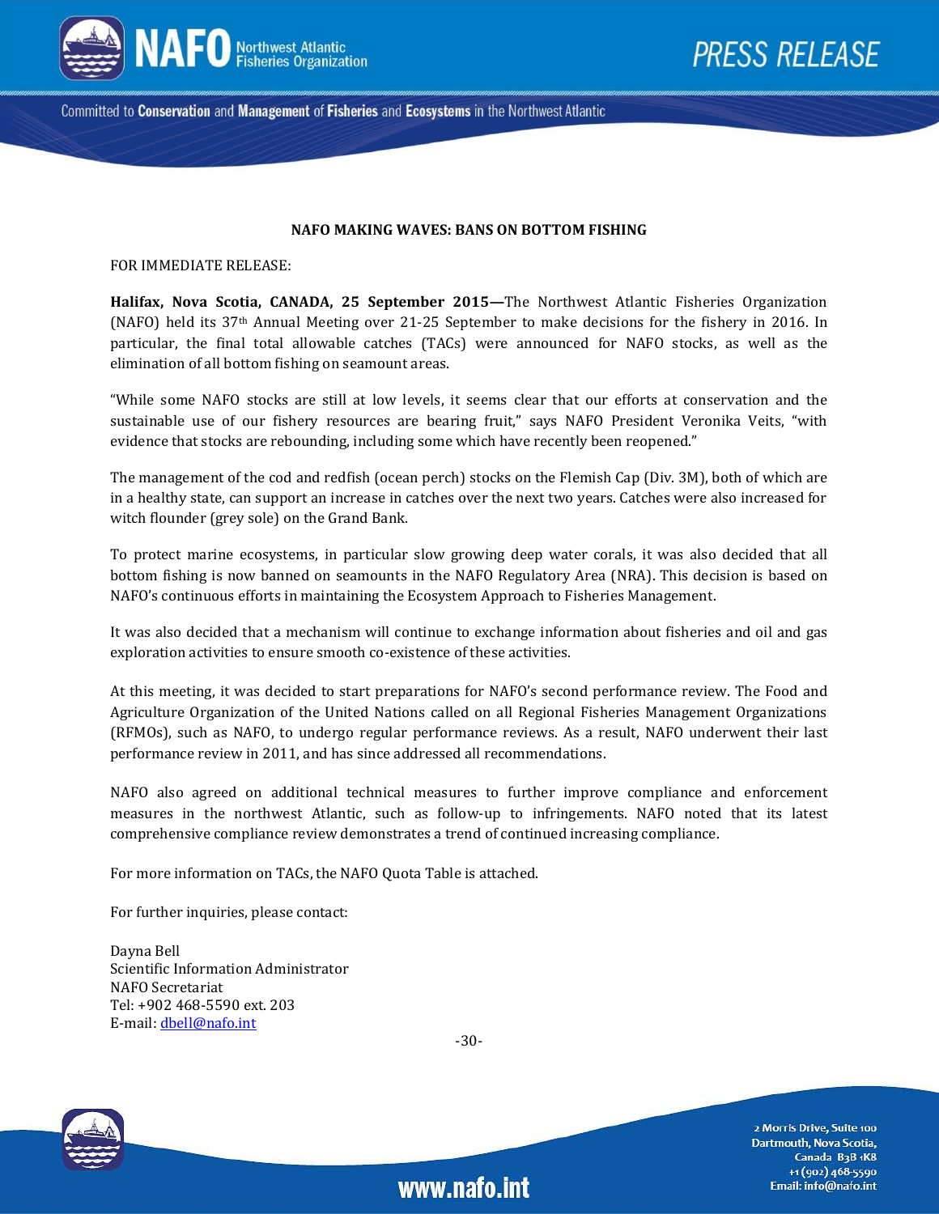# NAFO MAKING WAVES: BANS ON BOTTOM FISHING

FOR IMMEDIATE RELEASE:

**Halifax, Nova Scotia, CANADA, 25 September 2015—**The Northwest Atlantic Fisheries Organization (NAFO) held its 37th Annual Meeting over 21-25 September to make decisions for the fishery in 2016. In particular, the final total allowable catches (TACs) were announced for NAFO stocks, as well as the elimination of all bottom fishing on seamount areas.

"While some NAFO stocks are still at low levels, it seems clear that our efforts at conservation and the sustainable use of our fishery resources are bearing fruit," says NAFO President Veronika Veits, "with evidence that stocks are rebounding, including some which have recently been reopened."

The management of the cod and redfish (ocean perch) stocks on the Flemish Cap (Div. 3M), both of which are in a healthy state, can support an increase in catches over the next two years. Catches were also increased for witch flounder (grey sole) on the Grand Bank.

To protect marine ecosystems, in particular slow growing deep water corals, it was also decided that all bottom fishing is now banned on seamounts in the NAFO Regulatory Area (NRA). This decision is based on NAFO's continuous efforts in maintaining the Ecosystem Approach to Fisheries Management.

It was also decided that a mechanism will continue to exchange information about fisheries and oil and gas exploration activities to ensure smooth co-existence of these activities.

At this meeting, it was decided to start preparations for NAFO's second performance review. The Food and Agriculture Organization of the United Nations called on all Regional Fisheries Management Organizations (RFMOs), such as NAFO, to undergo regular performance reviews. As a result, NAFO underwent their last performance review in 2011, and has since addressed all recommendations.

NAFO also agreed on additional technical measures to further improve compliance and enforcement measures in the northwest Atlantic, such as follow-up to infringements. NAFO noted that its latest comprehensive compliance review demonstrates a trend of continued increasing compliance.

For more information on TACs, the NAFO Quota Table is attached.

For further inquiries, please contact:

Dayna Bell  
Scientific Information Administrator  
NAFO Secretariat  
Tel: +902 468-5590 ext. 203  
E-mail: dbell@nafo.int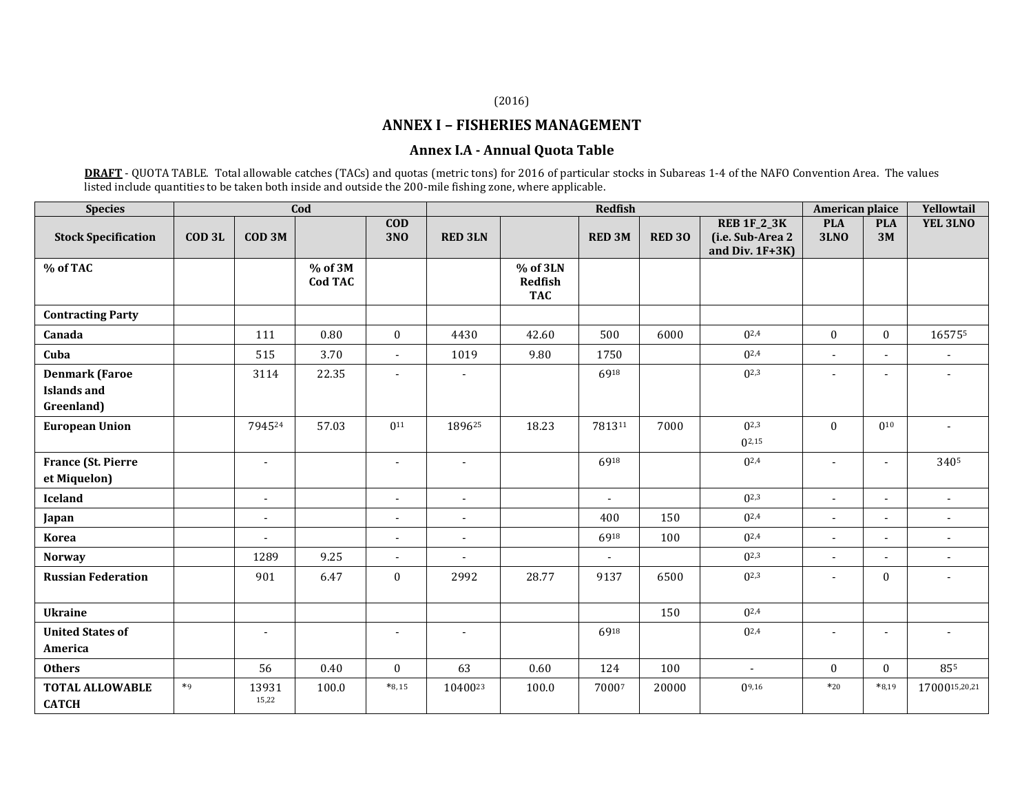(2016)

## ANNEX I – FISHERIES MANAGEMENT

### Annex I.A - Annual Quota Table

**DRAFT** - QUOTA TABLE. Total allowable catches (TACs) and quotas (metric tons) for 2016 of particular stocks in Subareas 1-4 of the NAFO Convention Area. The values listed include quantities to be taken both inside and outside the 200-mile fishing zone, where applicable.

| Species | Cod | | | | Redfish | | | | | American plaice | | Yellowtail |
|---|---|---|---|---|---|---|---|---|---|---|---|---|
| **Stock Specification** | **COD 3L** | **COD 3M** | | **COD 3NO** | **RED 3LN** | | **RED 3M** | **RED 3O** | **REB 1F_2_3K (i.e. Sub-Area 2 and Div. 1F+3K)** | **PLA 3LNO** | **PLA 3M** | **YEL 3LNO** |
| **% of TAC** | | | **% of 3M Cod TAC** | | | **% of 3LN Redfish TAC** | | | | | | |
| **Contracting Party** | | | | | | | | | | | | |
| **Canada** | | 111 | 0.80 | 0 | 4430 | 42.60 | 500 | 6000 | 0[2,4] | 0 | 0 | 16575[5] |
| **Cuba** | | 515 | 3.70 | - | 1019 | 9.80 | 1750 | | 0[2,4] | - | - | - |
| **Denmark (Faroe Islands and Greenland)** | | 3114 | 22.35 | - | - | | 69[18] | | 0[2,3] | - | - | - |
| **European Union** | | 7945[24] | 57.03 | 0[11] | 1896[25] | 18.23 | 7813[11] | 7000 | 0[2,3] 0[2,15] | 0 | 0[10] | - |
| **France (St. Pierre et Miquelon)** | | - | | - | - | | 69[18] | | 0[2,4] | - | - | 340[5] |
| **Iceland** | | - | | - | - | | - | | 0[2,3] | - | - | - |
| **Japan** | | - | | - | - | | 400 | 150 | 0[2,4] | - | - | - |
| **Korea** | | - | | - | - | | 69[18] | 100 | 0[2,4] | - | - | - |
| **Norway** | | 1289 | 9.25 | - | - | | - | | 0[2,3] | - | - | - |
| **Russian Federation** | | 901 | 6.47 | 0 | 2992 | 28.77 | 9137 | 6500 | 0[2,3] | - | 0 | - |
| **Ukraine** | | | | | | | | 150 | 0[2,4] | | | |
| **United States of America** | | - | | - | - | | 69[18] | | 0[2,4] | - | - | - |
| **Others** | | 56 | 0.40 | 0 | 63 | 0.60 | 124 | 100 | - | 0 | 0 | 85[5] |
| **TOTAL ALLOWABLE CATCH** | *[9] | 13931[15,22] | 100.0 | *[8,15] | 10400[23] | 100.0 | 7000[7] | 20000 | 0[9,16] | *[20] | *[8,19] | 17000[15,20,21] |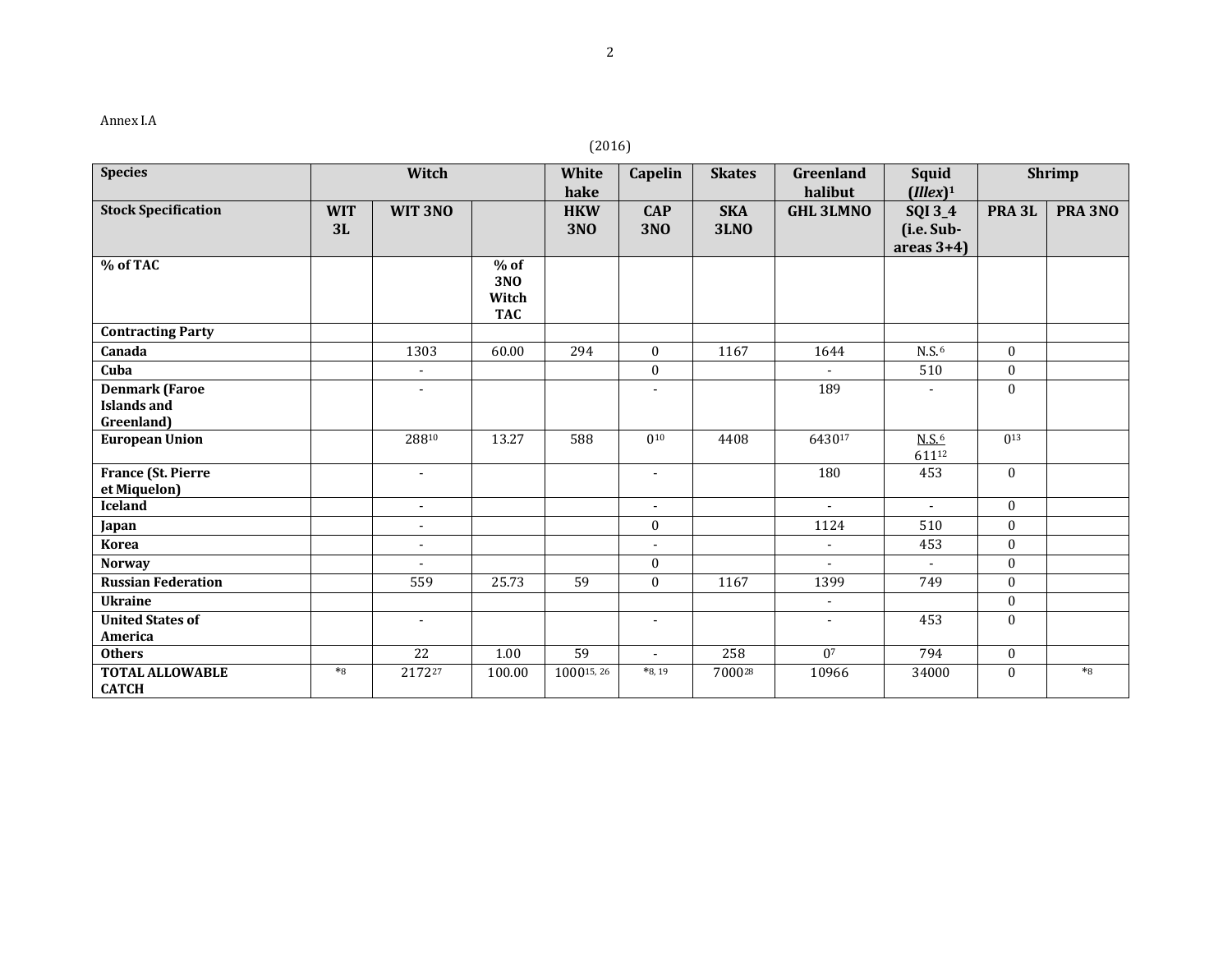Annex I.A

(2016)

| Species | Witch | | | White hake | Capelin | Skates | Greenland halibut | Squid (*Illex*)[1] | Shrimp | |
|---|---|---|---|---|---|---|---|---|---|---|
| **Stock Specification** | **WIT 3L** | **WIT 3NO** | | **HKW 3NO** | **CAP 3NO** | **SKA 3LNO** | **GHL 3LMNO** | **SQI 3_4 (i.e. Sub-areas 3+4)** | **PRA 3L** | **PRA 3NO** |
| **% of TAC** | | | **% of 3NO Witch TAC** | | | | | | | |
| **Contracting Party** | | | | | | | | | | |
| **Canada** | | 1303 | 60.00 | 294 | 0 | 1167 | 1644 | N.S.[6] | 0 | |
| **Cuba** | | - | | | 0 | | - | 510 | 0 | |
| **Denmark (Faroe Islands and Greenland)** | | - | | | - | | 189 | - | 0 | |
| **European Union** | | 288[10] | 13.27 | 588 | 0[10] | 4408 | 6430[17] | N.S.[6] 611[12] | 0[13] | |
| **France (St. Pierre et Miquelon)** | | - | | | - | | 180 | 453 | 0 | |
| **Iceland** | | - | | | - | | - | - | 0 | |
| **Japan** | | - | | | 0 | | 1124 | 510 | 0 | |
| **Korea** | | - | | | - | | - | 453 | 0 | |
| **Norway** | | - | | | 0 | | - | - | 0 | |
| **Russian Federation** | | 559 | 25.73 | 59 | 0 | 1167 | 1399 | 749 | 0 | |
| **Ukraine** | | | | | | | - | | 0 | |
| **United States of America** | | - | | | - | | - | 453 | 0 | |
| **Others** | | 22 | 1.00 | 59 | - | 258 | 0[7] | 794 | 0 | |
| **TOTAL ALLOWABLE CATCH** | *[8] | 2172[27] | 100.00 | 1000[15, 26] | *[8, 19] | 7000[28] | 10966 | 34000 | 0 | *[8] |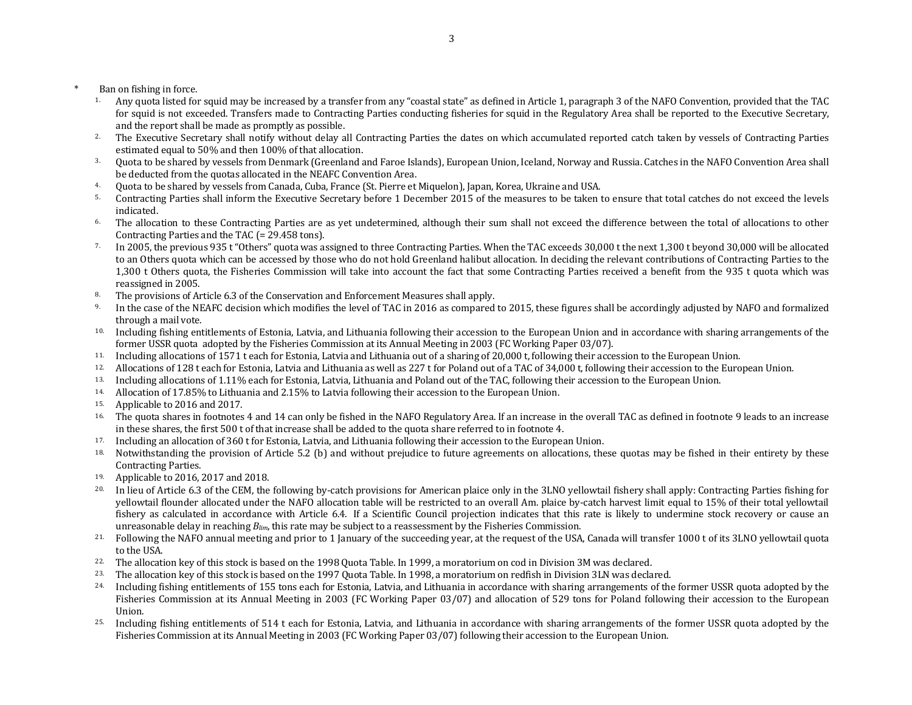\* Ban on fishing in force.

1. Any quota listed for squid may be increased by a transfer from any "coastal state" as defined in Article 1, paragraph 3 of the NAFO Convention, provided that the TAC for squid is not exceeded. Transfers made to Contracting Parties conducting fisheries for squid in the Regulatory Area shall be reported to the Executive Secretary, and the report shall be made as promptly as possible.
2. The Executive Secretary shall notify without delay all Contracting Parties the dates on which accumulated reported catch taken by vessels of Contracting Parties estimated equal to 50% and then 100% of that allocation.
3. Quota to be shared by vessels from Denmark (Greenland and Faroe Islands), European Union, Iceland, Norway and Russia. Catches in the NAFO Convention Area shall be deducted from the quotas allocated in the NEAFC Convention Area.
4. Quota to be shared by vessels from Canada, Cuba, France (St. Pierre et Miquelon), Japan, Korea, Ukraine and USA.
5. Contracting Parties shall inform the Executive Secretary before 1 December 2015 of the measures to be taken to ensure that total catches do not exceed the levels indicated.
6. The allocation to these Contracting Parties are as yet undetermined, although their sum shall not exceed the difference between the total of allocations to other Contracting Parties and the TAC (= 29.458 tons).
7. In 2005, the previous 935 t "Others" quota was assigned to three Contracting Parties. When the TAC exceeds 30,000 t the next 1,300 t beyond 30,000 will be allocated to an Others quota which can be accessed by those who do not hold Greenland halibut allocation. In deciding the relevant contributions of Contracting Parties to the 1,300 t Others quota, the Fisheries Commission will take into account the fact that some Contracting Parties received a benefit from the 935 t quota which was reassigned in 2005.
8. The provisions of Article 6.3 of the Conservation and Enforcement Measures shall apply.
9. In the case of the NEAFC decision which modifies the level of TAC in 2016 as compared to 2015, these figures shall be accordingly adjusted by NAFO and formalized through a mail vote.
10. Including fishing entitlements of Estonia, Latvia, and Lithuania following their accession to the European Union and in accordance with sharing arrangements of the former USSR quota adopted by the Fisheries Commission at its Annual Meeting in 2003 (FC Working Paper 03/07).
11. Including allocations of 1571 t each for Estonia, Latvia and Lithuania out of a sharing of 20,000 t, following their accession to the European Union.
12. Allocations of 128 t each for Estonia, Latvia and Lithuania as well as 227 t for Poland out of a TAC of 34,000 t, following their accession to the European Union.
13. Including allocations of 1.11% each for Estonia, Latvia, Lithuania and Poland out of the TAC, following their accession to the European Union.
14. Allocation of 17.85% to Lithuania and 2.15% to Latvia following their accession to the European Union.
15. Applicable to 2016 and 2017.
16. The quota shares in footnotes 4 and 14 can only be fished in the NAFO Regulatory Area. If an increase in the overall TAC as defined in footnote 9 leads to an increase in these shares, the first 500 t of that increase shall be added to the quota share referred to in footnote 4.
17. Including an allocation of 360 t for Estonia, Latvia, and Lithuania following their accession to the European Union.
18. Notwithstanding the provision of Article 5.2 (b) and without prejudice to future agreements on allocations, these quotas may be fished in their entirety by these Contracting Parties.
19. Applicable to 2016, 2017 and 2018.
20. In lieu of Article 6.3 of the CEM, the following by-catch provisions for American plaice only in the 3LNO yellowtail fishery shall apply: Contracting Parties fishing for yellowtail flounder allocated under the NAFO allocation table will be restricted to an overall Am. plaice by-catch harvest limit equal to 15% of their total yellowtail fishery as calculated in accordance with Article 6.4. If a Scientific Council projection indicates that this rate is likely to undermine stock recovery or cause an unreasonable delay in reaching $B_{lim}$, this rate may be subject to a reassessment by the Fisheries Commission.
21. Following the NAFO annual meeting and prior to 1 January of the succeeding year, at the request of the USA, Canada will transfer 1000 t of its 3LNO yellowtail quota to the USA.
22. The allocation key of this stock is based on the 1998 Quota Table. In 1999, a moratorium on cod in Division 3M was declared.
23. The allocation key of this stock is based on the 1997 Quota Table. In 1998, a moratorium on redfish in Division 3LN was declared.
24. Including fishing entitlements of 155 tons each for Estonia, Latvia, and Lithuania in accordance with sharing arrangements of the former USSR quota adopted by the Fisheries Commission at its Annual Meeting in 2003 (FC Working Paper 03/07) and allocation of 529 tons for Poland following their accession to the European Union.
25. Including fishing entitlements of 514 t each for Estonia, Latvia, and Lithuania in accordance with sharing arrangements of the former USSR quota adopted by the Fisheries Commission at its Annual Meeting in 2003 (FC Working Paper 03/07) following their accession to the European Union.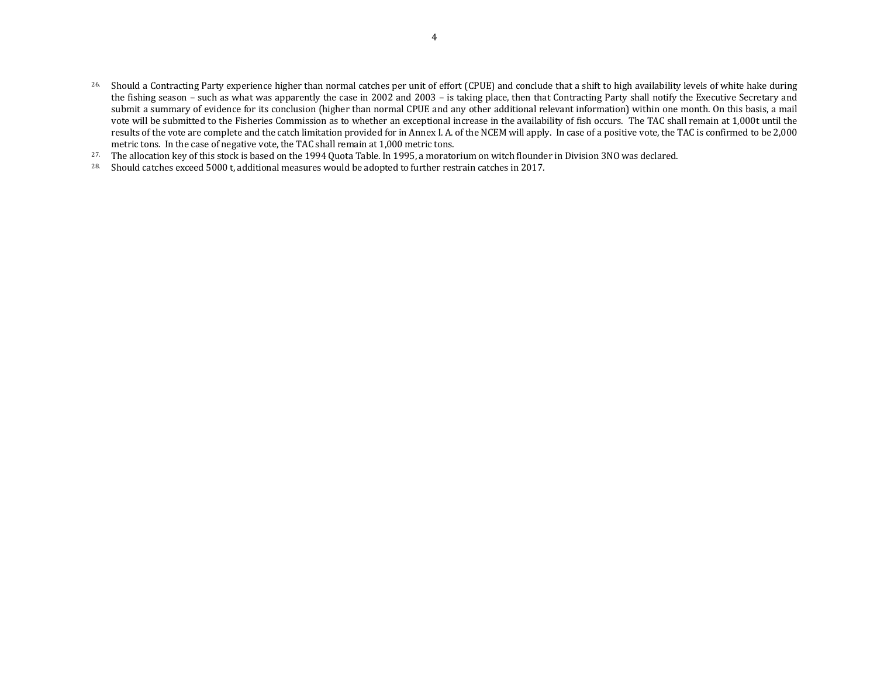26. Should a Contracting Party experience higher than normal catches per unit of effort (CPUE) and conclude that a shift to high availability levels of white hake during the fishing season – such as what was apparently the case in 2002 and 2003 – is taking place, then that Contracting Party shall notify the Executive Secretary and submit a summary of evidence for its conclusion (higher than normal CPUE and any other additional relevant information) within one month. On this basis, a mail vote will be submitted to the Fisheries Commission as to whether an exceptional increase in the availability of fish occurs. The TAC shall remain at 1,000t until the results of the vote are complete and the catch limitation provided for in Annex I. A. of the NCEM will apply. In case of a positive vote, the TAC is confirmed to be 2,000 metric tons. In the case of negative vote, the TAC shall remain at 1,000 metric tons.

27. The allocation key of this stock is based on the 1994 Quota Table. In 1995, a moratorium on witch flounder in Division 3NO was declared.

28. Should catches exceed 5000 t, additional measures would be adopted to further restrain catches in 2017.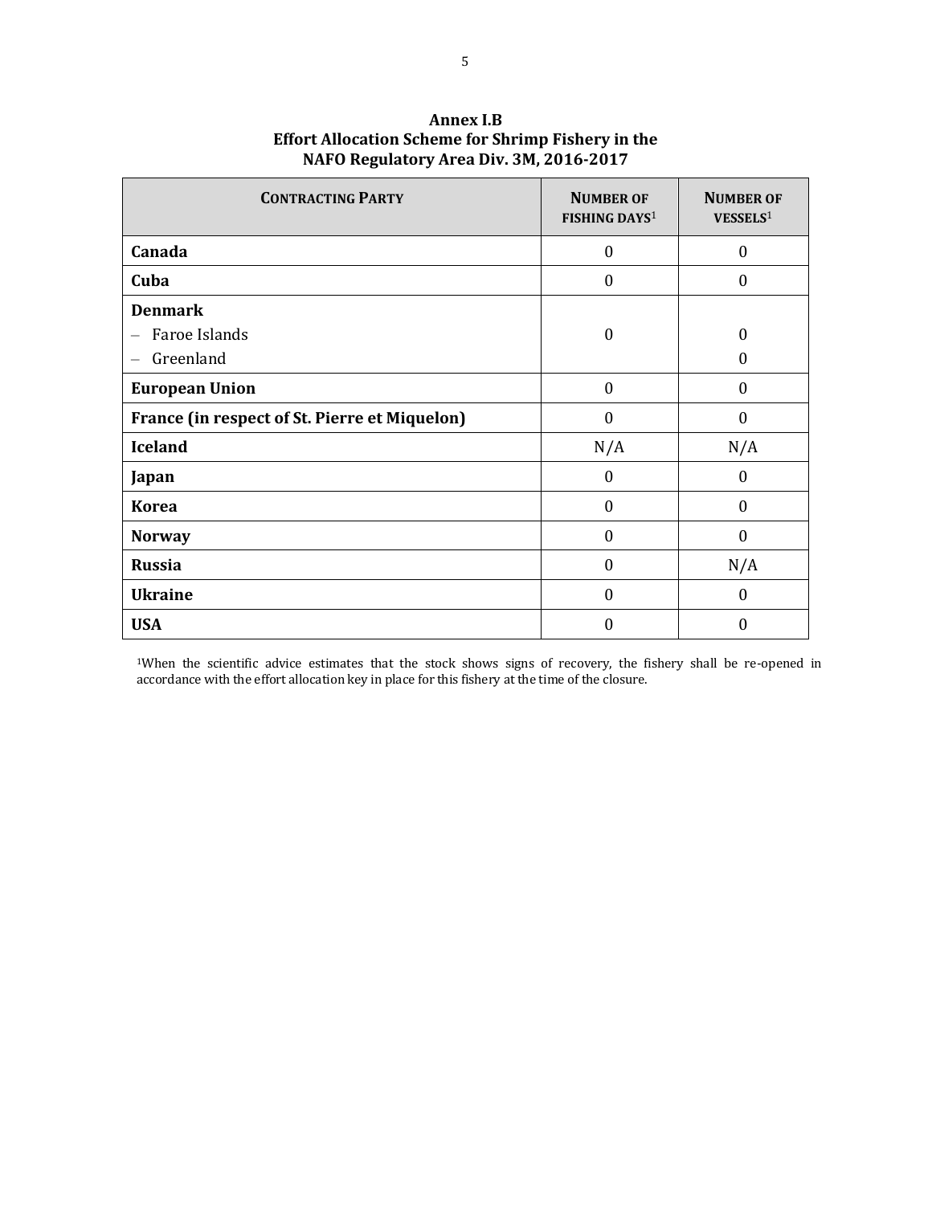### Annex I.B
### Effort Allocation Scheme for Shrimp Fishery in the NAFO Regulatory Area Div. 3M, 2016-2017

| CONTRACTING PARTY | NUMBER OF FISHING DAYS[1] | NUMBER OF VESSELS[1] |
|---|---|---|
| **Canada** | 0 | 0 |
| **Cuba** | 0 | 0 |
| **Denmark** | | |
| – Faroe Islands | 0 | 0 |
| – Greenland | | 0 |
| **European Union** | 0 | 0 |
| **France (in respect of St. Pierre et Miquelon)** | 0 | 0 |
| **Iceland** | N/A | N/A |
| **Japan** | 0 | 0 |
| **Korea** | 0 | 0 |
| **Norway** | 0 | 0 |
| **Russia** | 0 | N/A |
| **Ukraine** | 0 | 0 |
| **USA** | 0 | 0 |

[1]When the scientific advice estimates that the stock shows signs of recovery, the fishery shall be re-opened in accordance with the effort allocation key in place for this fishery at the time of the closure.